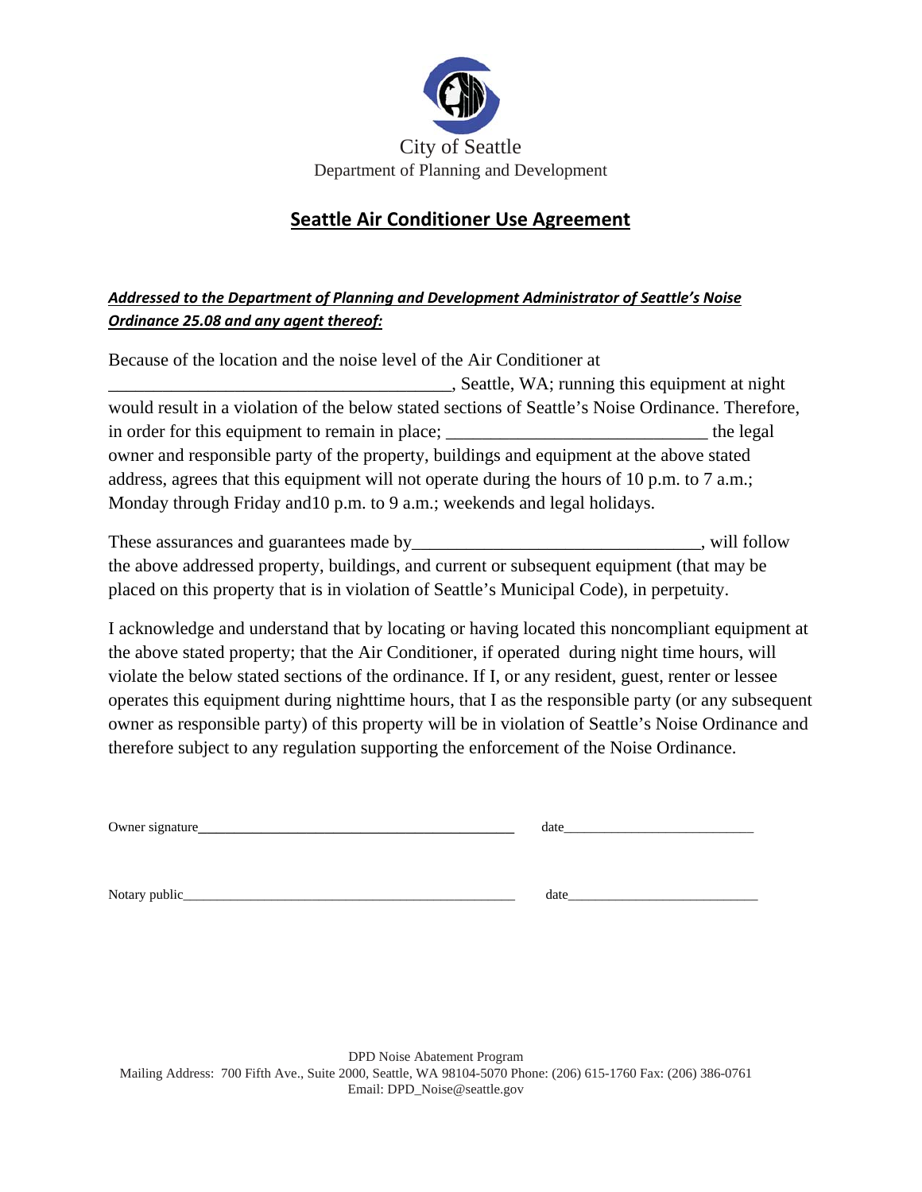City of Seattle
Department of Planning and Development

# Seattle Air Conditioner Use Agreement

***Addressed to the Department of Planning and Development Administrator of Seattle's Noise Ordinance 25.08 and any agent thereof:***

Because of the location and the noise level of the Air Conditioner at ______________________________________, Seattle, WA; running this equipment at night would result in a violation of the below stated sections of Seattle's Noise Ordinance. Therefore, in order for this equipment to remain in place; _____________________________ the legal owner and responsible party of the property, buildings and equipment at the above stated address, agrees that this equipment will not operate during the hours of 10 p.m. to 7 a.m.; Monday through Friday and10 p.m. to 9 a.m.; weekends and legal holidays.

These assurances and guarantees made by________________________________, will follow the above addressed property, buildings, and current or subsequent equipment (that may be placed on this property that is in violation of Seattle's Municipal Code), in perpetuity.

I acknowledge and understand that by locating or having located this noncompliant equipment at the above stated property; that the Air Conditioner, if operated during night time hours, will violate the below stated sections of the ordinance. If I, or any resident, guest, renter or lessee operates this equipment during nighttime hours, that I as the responsible party (or any subsequent owner as responsible party) of this property will be in violation of Seattle's Noise Ordinance and therefore subject to any regulation supporting the enforcement of the Noise Ordinance.

Owner signature_____________________________________________ date___________________________

Notary public________________________________________________ date___________________________

DPD Noise Abatement Program
Mailing Address: 700 Fifth Ave., Suite 2000, Seattle, WA 98104-5070 Phone: (206) 615-1760 Fax: (206) 386-0761
Email: DPD_Noise@seattle.gov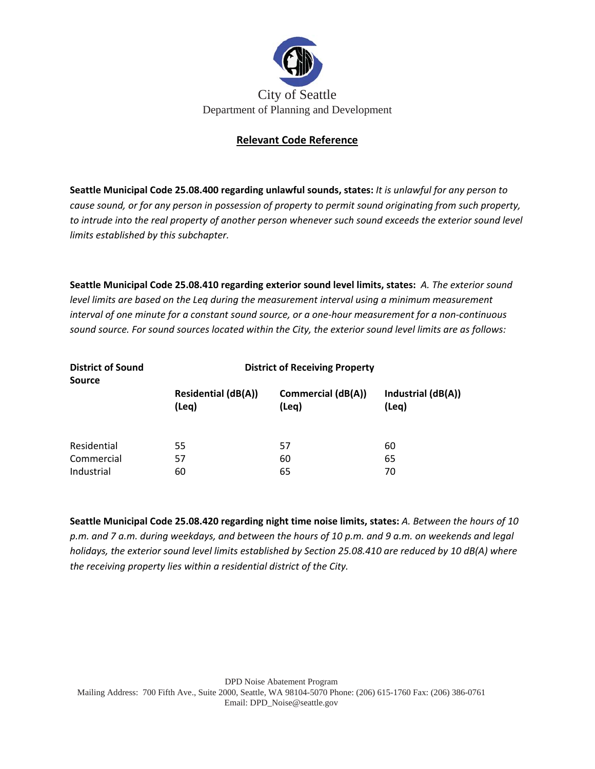City of Seattle
Department of Planning and Development

## Relevant Code Reference

**Seattle Municipal Code 25.08.400 regarding unlawful sounds, states:** *It is unlawful for any person to cause sound, or for any person in possession of property to permit sound originating from such property, to intrude into the real property of another person whenever such sound exceeds the exterior sound level limits established by this subchapter.*

**Seattle Municipal Code 25.08.410 regarding exterior sound level limits, states:** *A. The exterior sound level limits are based on the Leq during the measurement interval using a minimum measurement interval of one minute for a constant sound source, or a one-hour measurement for a non-continuous sound source. For sound sources located within the City, the exterior sound level limits are as follows:*

| District of Sound Source | District of Receiving Property | | |
|---|---|---|---|
| | Residential (dB(A)) (Leq) | Commercial (dB(A)) (Leq) | Industrial (dB(A)) (Leq) |
| Residential | 55 | 57 | 60 |
| Commercial | 57 | 60 | 65 |
| Industrial | 60 | 65 | 70 |

**Seattle Municipal Code 25.08.420 regarding night time noise limits, states:** *A. Between the hours of 10 p.m. and 7 a.m. during weekdays, and between the hours of 10 p.m. and 9 a.m. on weekends and legal holidays, the exterior sound level limits established by Section 25.08.410 are reduced by 10 dB(A) where the receiving property lies within a residential district of the City.*

DPD Noise Abatement Program
Mailing Address: 700 Fifth Ave., Suite 2000, Seattle, WA 98104-5070 Phone: (206) 615-1760 Fax: (206) 386-0761
Email: DPD_Noise@seattle.gov